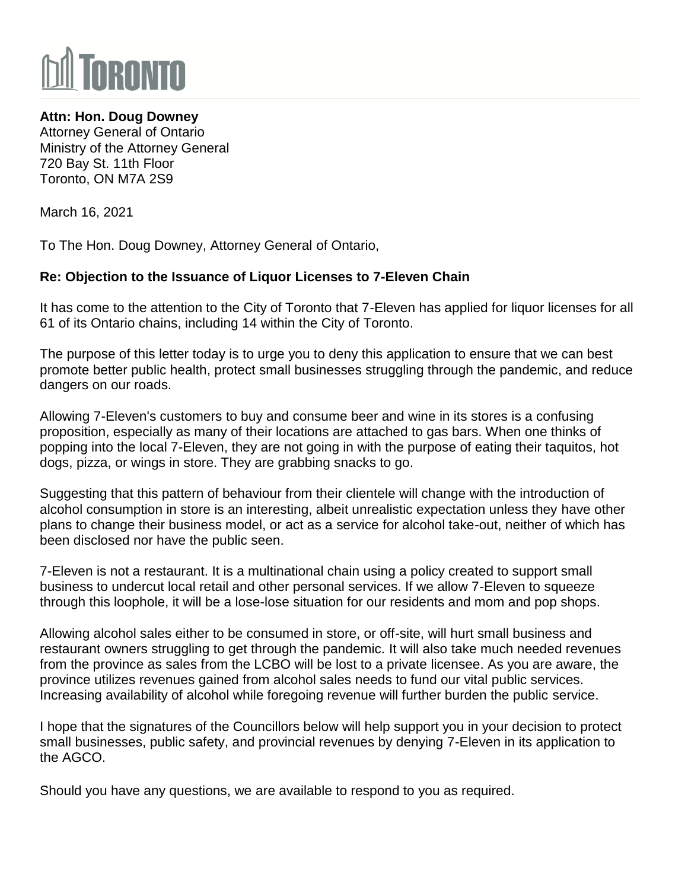# TORONTO

**Attn: Hon. Doug Downey**
Attorney General of Ontario
Ministry of the Attorney General
720 Bay St. 11th Floor
Toronto, ON M7A 2S9

March 16, 2021

To The Hon. Doug Downey, Attorney General of Ontario,

**Re: Objection to the Issuance of Liquor Licenses to 7-Eleven Chain**

It has come to the attention to the City of Toronto that 7-Eleven has applied for liquor licenses for all 61 of its Ontario chains, including 14 within the City of Toronto.

The purpose of this letter today is to urge you to deny this application to ensure that we can best promote better public health, protect small businesses struggling through the pandemic, and reduce dangers on our roads.

Allowing 7-Eleven's customers to buy and consume beer and wine in its stores is a confusing proposition, especially as many of their locations are attached to gas bars. When one thinks of popping into the local 7-Eleven, they are not going in with the purpose of eating their taquitos, hot dogs, pizza, or wings in store. They are grabbing snacks to go.

Suggesting that this pattern of behaviour from their clientele will change with the introduction of alcohol consumption in store is an interesting, albeit unrealistic expectation unless they have other plans to change their business model, or act as a service for alcohol take-out, neither of which has been disclosed nor have the public seen.

7-Eleven is not a restaurant. It is a multinational chain using a policy created to support small business to undercut local retail and other personal services. If we allow 7-Eleven to squeeze through this loophole, it will be a lose-lose situation for our residents and mom and pop shops.

Allowing alcohol sales either to be consumed in store, or off-site, will hurt small business and restaurant owners struggling to get through the pandemic. It will also take much needed revenues from the province as sales from the LCBO will be lost to a private licensee. As you are aware, the province utilizes revenues gained from alcohol sales needs to fund our vital public services. Increasing availability of alcohol while foregoing revenue will further burden the public service.

I hope that the signatures of the Councillors below will help support you in your decision to protect small businesses, public safety, and provincial revenues by denying 7-Eleven in its application to the AGCO.

Should you have any questions, we are available to respond to you as required.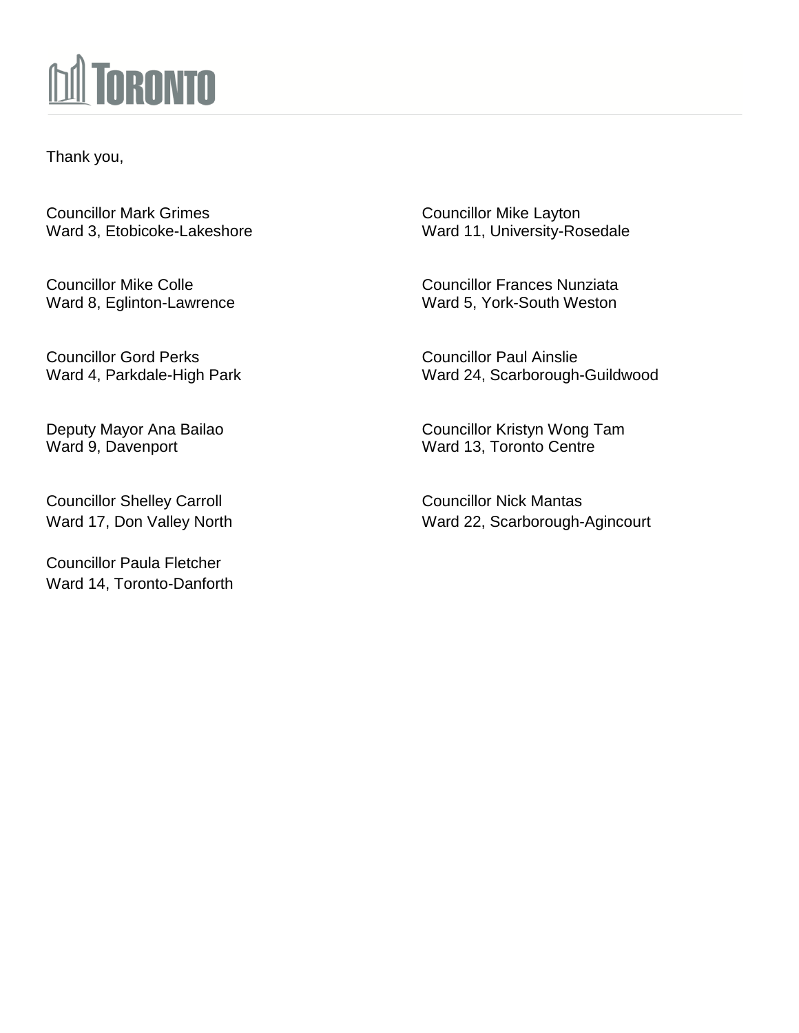Thank you,

Councillor Mark Grimes
Ward 3, Etobicoke-Lakeshore

Councillor Mike Colle
Ward 8, Eglinton-Lawrence

Councillor Gord Perks
Ward 4, Parkdale-High Park

Deputy Mayor Ana Bailao
Ward 9, Davenport

Councillor Shelley Carroll
Ward 17, Don Valley North

Councillor Paula Fletcher
Ward 14, Toronto-Danforth

Councillor Mike Layton
Ward 11, University-Rosedale

Councillor Frances Nunziata
Ward 5, York-South Weston

Councillor Paul Ainslie
Ward 24, Scarborough-Guildwood

Councillor Kristyn Wong Tam
Ward 13, Toronto Centre

Councillor Nick Mantas
Ward 22, Scarborough-Agincourt